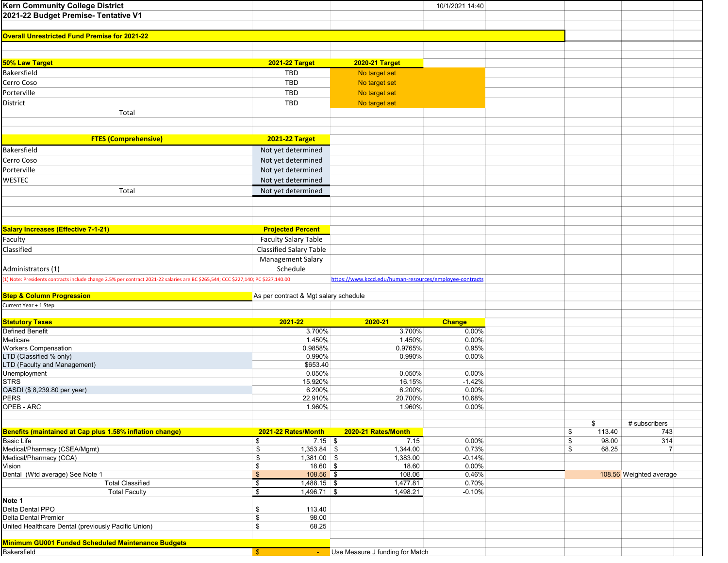**Kern Community College District** 10/1/2021 14:40

**2021-22 Budget Premise- Tentative V1**

**Overall Unrestricted Fund Premise for 2021-22**

| 50% Law Target | 2021-22 Target | 2020-21 Target |
|---|---|---|
| Bakersfield | TBD | No target set |
| Cerro Coso | TBD | No target set |
| Porterville | TBD | No target set |
| District | TBD | No target set |
| Total | | |

| FTES (Comprehensive) | 2021-22 Target |
|---|---|
| Bakersfield | Not yet determined |
| Cerro Coso | Not yet determined |
| Porterville | Not yet determined |
| WESTEC | Not yet determined |
| Total | Not yet determined |

| Salary Increases (Effective 7-1-21) | Projected Percent |
|---|---|
| Faculty | Faculty Salary Table |
| Classified | Classified Salary Table |
| Administrators (1) | Management Salary Schedule |

(1) Note: Presidents contracts include change 2.5% per contract 2021-22 salaries are BC $265,544; CCC $227,140; PC $227,140.00 https://www.kccd.edu/human-resources/employee-contracts

**Step & Column Progression** As per contract & Mgt salary schedule

Current Year + 1 Step

| Statutory Taxes | 2021-22 | 2020-21 | Change |
|---|---|---|---|
| Defined Benefit | 3.700% | 3.700% | 0.00% |
| Medicare | 1.450% | 1.450% | 0.00% |
| Workers Compensation | 0.9858% | 0.9765% | 0.95% |
| LTD (Classified % only) | 0.990% | 0.990% | 0.00% |
| LTD (Faculty and Management) | $653.40 | | |
| Unemployment | 0.050% | 0.050% | 0.00% |
| STRS | 15.920% | 16.15% | -1.42% |
| OASDI ($ 8,239.80 per year) | 6.200% | 6.200% | 0.00% |
| PERS | 22.910% | 20.700% | 10.68% |
| OPEB - ARC | 1.960% | 1.960% | 0.00% |

| Benefits (maintained at Cap plus 1.58% inflation change) | 2021-22 Rates/Month | 2020-21 Rates/Month | | | $ | # subscribers |
|---|---|---|---|---|---|---|
| Basic Life | $ 7.15 | $ 7.15 | 0.00% | | $ 113.40 | 743 |
| Medical/Pharmacy (CSEA/Mgmt) | $ 1,353.84 | $ 1,344.00 | 0.73% | | $ 98.00 | 314 |
| Medical/Pharmacy (CCA) | $ 1,381.00 | $ 1,383.00 | -0.14% | | $ 68.25 | 7 |
| Vision | $ 18.60 | $ 18.60 | 0.00% | | | |
| Dental (Wtd average) See Note 1 | $ 108.56 | $ 108.06 | 0.46% | | 108.56 | Weighted average |
| Total Classified | $ 1,488.15 | $ 1,477.81 | 0.70% | | | |
| Total Faculty | $ 1,496.71 | $ 1,498.21 | -0.10% | | | |

**Note 1**

| | |
|---|---|
| Delta Dental PPO | $ 113.40 |
| Delta Dental Premier | $ 98.00 |
| United Healthcare Dental (previously Pacific Union) | $ 68.25 |

| Minimum GU001 Funded Scheduled Maintenance Budgets | | |
|---|---|---|
| Bakersfield | $ - | Use Measure J funding for Match |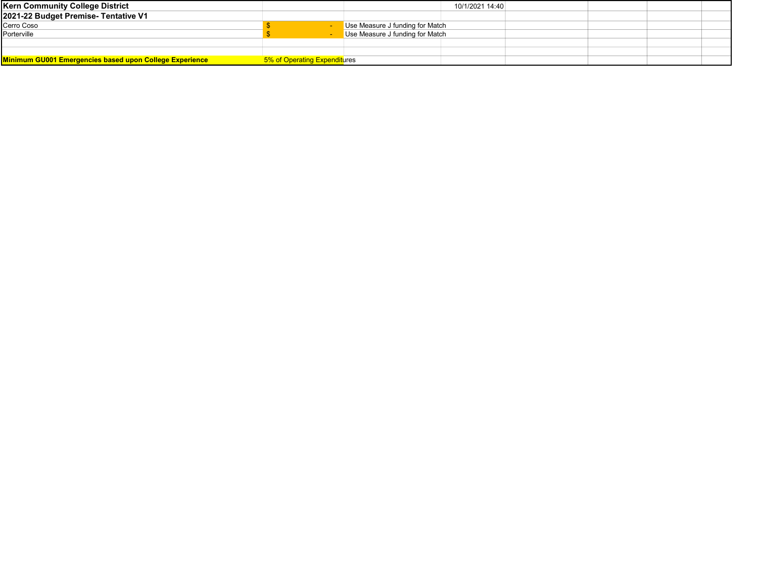| Kern Community College District | | | 10/1/2021 14:40 |
|---|---|---|---|
| **2021-22 Budget Premise- Tentative V1** | | | |
| Cerro Coso | $ - | Use Measure J funding for Match | |
| Porterville | $ - | Use Measure J funding for Match | |
| | | | |
| | | | |
| **Minimum GU001 Emergencies based upon College Experience** | 5% of Operating Expenditures | | |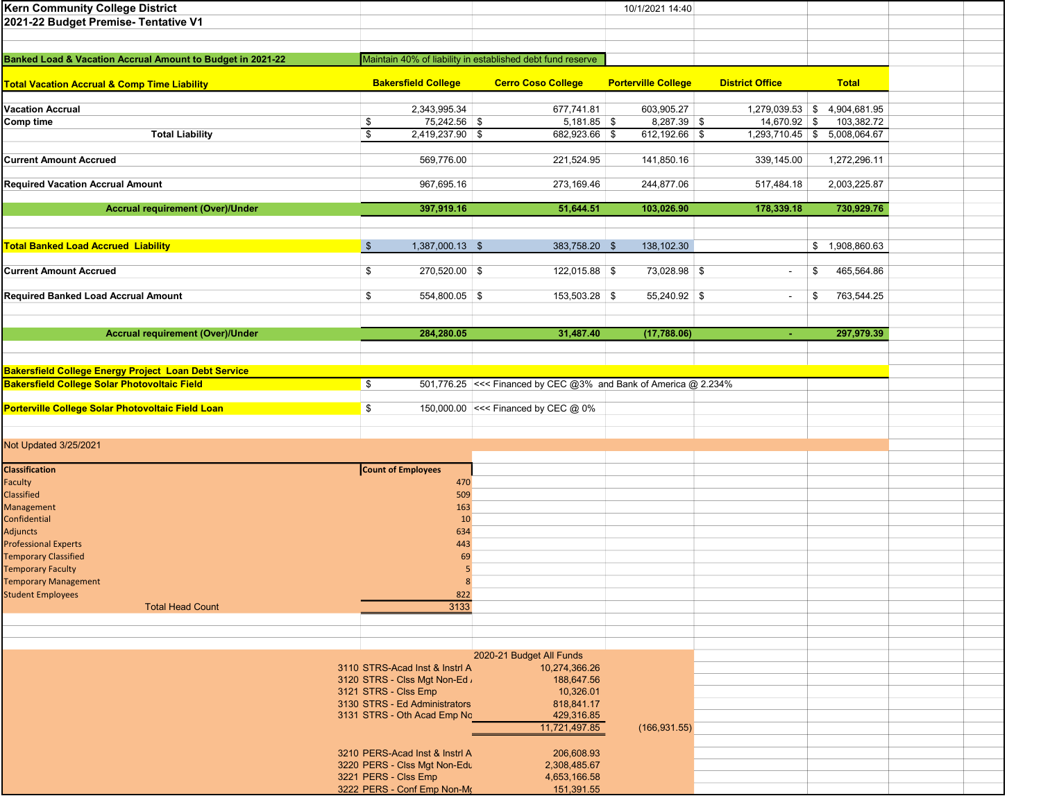**Kern Community College District**
**2021-22 Budget Premise- Tentative V1**

10/1/2021 14:40

**Banked Load & Vacation Accrual Amount to Budget in 2021-22** — Maintain 40% of liability in established debt fund reserve

| **Total Vacation Accrual & Comp Time Liability** | **Bakersfield College** | **Cerro Coso College** | **Porterville College** | **District Office** | **Total** |
|---|---|---|---|---|---|
| **Vacation Accrual** | 2,343,995.34 | 677,741.81 | 603,905.27 | 1,279,039.53 | $ 4,904,681.95 |
| **Comp time** | $ 75,242.56 | $ 5,181.85 | $ 8,287.39 | $ 14,670.92 | $ 103,382.72 |
| **Total Liability** | $ 2,419,237.90 | $ 682,923.66 | $ 612,192.66 | $ 1,293,710.45 | $ 5,008,064.67 |
| **Current Amount Accrued** | 569,776.00 | 221,524.95 | 141,850.16 | 339,145.00 | 1,272,296.11 |
| **Required Vacation Accrual Amount** | 967,695.16 | 273,169.46 | 244,877.06 | 517,484.18 | 2,003,225.87 |
| **Accrual requirement (Over)/Under** | **397,919.16** | **51,644.51** | **103,026.90** | **178,339.18** | **730,929.76** |
| **Total Banked Load Accrued Liability** | $ 1,387,000.13 | $ 383,758.20 | $ 138,102.30 | | $ 1,908,860.63 |
| **Current Amount Accrued** | $ 270,520.00 | $ 122,015.88 | $ 73,028.98 | $ - | $ 465,564.86 |
| **Required Banked Load Accrual Amount** | $ 554,800.05 | $ 153,503.28 | $ 55,240.92 | $ - | $ 763,544.25 |
| **Accrual requirement (Over)/Under** | **284,280.05** | **31,487.40** | **(17,788.06)** | **-** | **297,979.39** |

**Bakersfield College Energy Project Loan Debt Service**

| | | |
|---|---|---|
| **Bakersfield College Solar Photovoltaic Field** | $ 501,776.25 | <<< Financed by CEC @3% and Bank of America @ 2.234% |
| **Porterville College Solar Photovoltaic Field Loan** | $ 150,000.00 | <<< Financed by CEC @ 0% |

Not Updated 3/25/2021

| **Classification** | **Count of Employees** |
|---|---|
| Faculty | 470 |
| Classified | 509 |
| Management | 163 |
| Confidential | 10 |
| Adjuncts | 634 |
| Professional Experts | 443 |
| Temporary Classified | 69 |
| Temporary Faculty | 5 |
| Temporary Management | 8 |
| Student Employees | 822 |
| Total Head Count | 3133 |

| | 2020-21 Budget All Funds | |
|---|---|---|
| 3110 STRS-Acad Inst & Instrl A | 10,274,366.26 | |
| 3120 STRS - Clss Mgt Non-Ed A | 188,647.56 | |
| 3121 STRS - Clss Emp | 10,326.01 | |
| 3130 STRS - Ed Administrators | 818,841.17 | |
| 3131 STRS - Oth Acad Emp No | 429,316.85 | |
| | 11,721,497.85 | (166,931.55) |
| 3210 PERS-Acad Inst & Instrl A | 206,608.93 | |
| 3220 PERS - Clss Mgt Non-Edu | 2,308,485.67 | |
| 3221 PERS - Clss Emp | 4,653,166.58 | |
| 3222 PERS - Conf Emp Non-Mg | 151,391.55 | |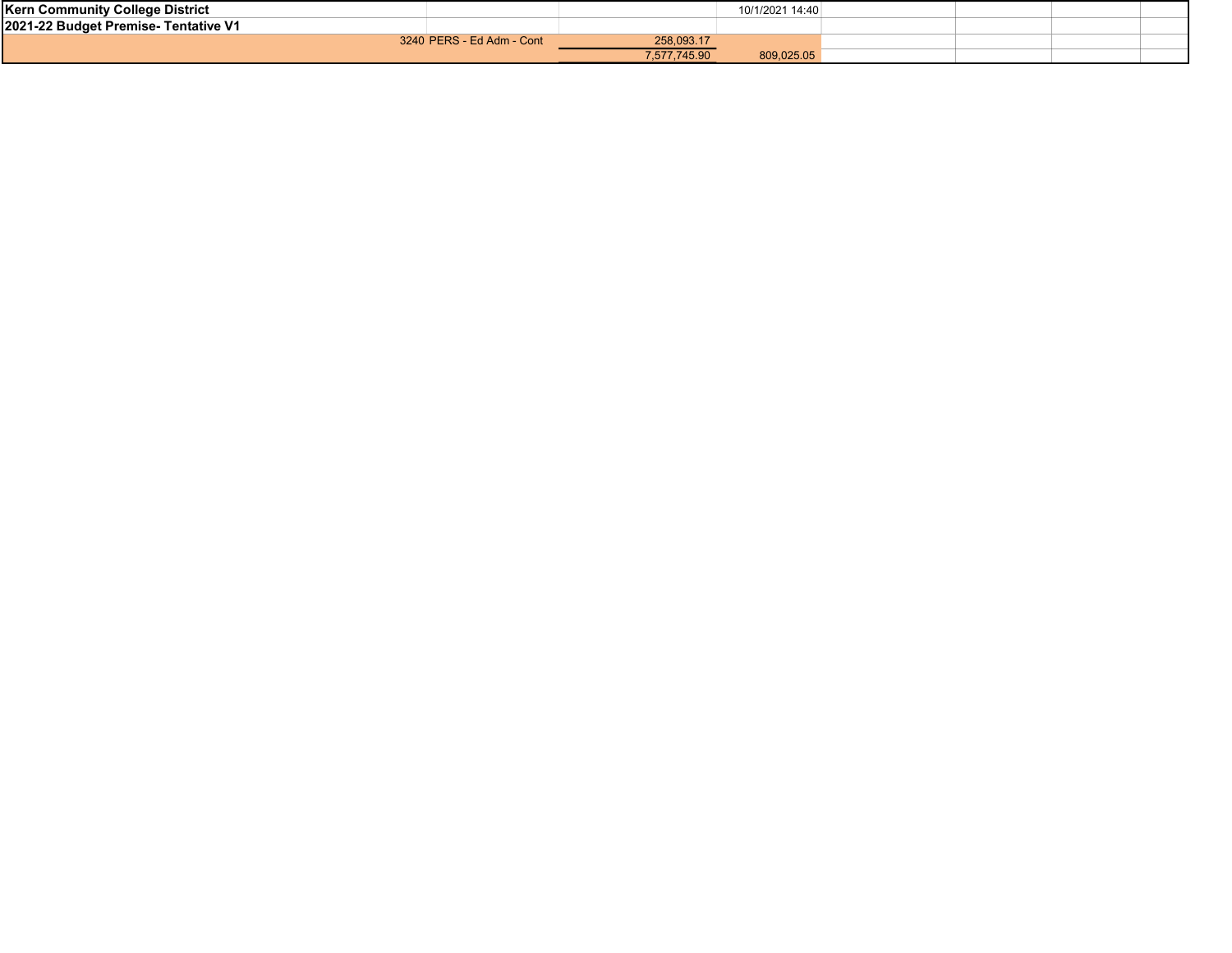| | | | | | | | |
|---|---|---|---|---|---|---|---|
| **Kern Community College District** | | | 10/1/2021 14:40 | | | | |
| **2021-22 Budget Premise- Tentative V1** | | | | | | | |
| | 3240 PERS - Ed Adm - Cont | 258,093.17 | | | | | |
| | | 7,577,745.90 | 809,025.05 | | | | |